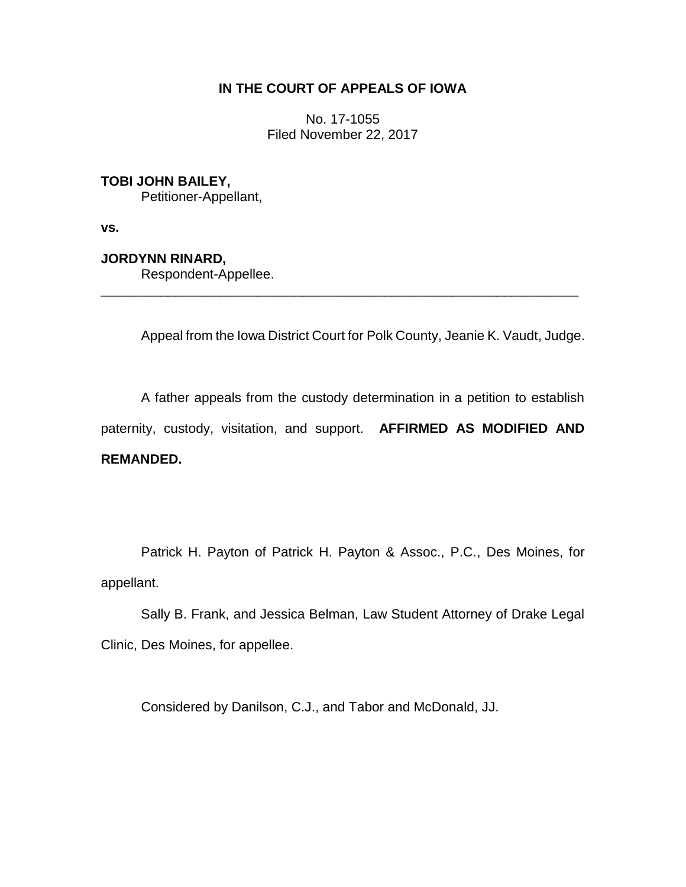**IN THE COURT OF APPEALS OF IOWA**

No. 17-1055
Filed November 22, 2017

**TOBI JOHN BAILEY,**
Petitioner-Appellant,

**vs.**

**JORDYNN RINARD,**
Respondent-Appellee.

---

Appeal from the Iowa District Court for Polk County, Jeanie K. Vaudt, Judge.

A father appeals from the custody determination in a petition to establish paternity, custody, visitation, and support. **AFFIRMED AS MODIFIED AND REMANDED.**

Patrick H. Payton of Patrick H. Payton & Assoc., P.C., Des Moines, for appellant.

Sally B. Frank, and Jessica Belman, Law Student Attorney of Drake Legal Clinic, Des Moines, for appellee.

Considered by Danilson, C.J., and Tabor and McDonald, JJ.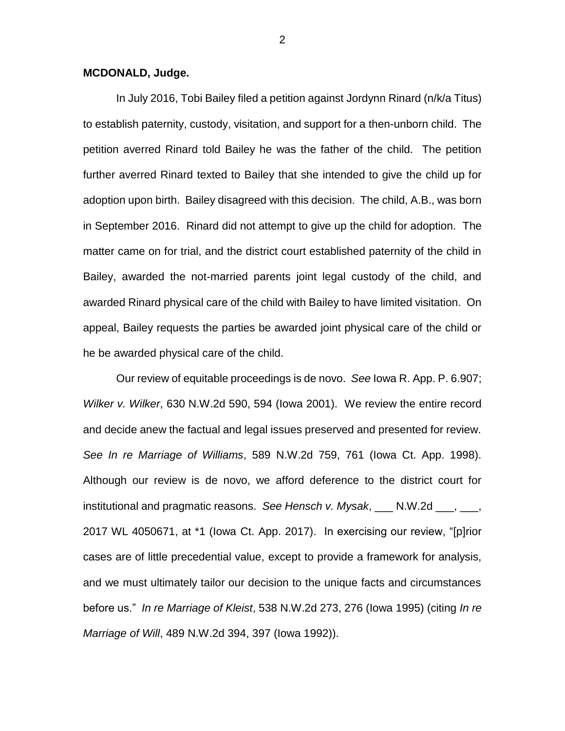**MCDONALD, Judge.**

In July 2016, Tobi Bailey filed a petition against Jordynn Rinard (n/k/a Titus) to establish paternity, custody, visitation, and support for a then-unborn child. The petition averred Rinard told Bailey he was the father of the child. The petition further averred Rinard texted to Bailey that she intended to give the child up for adoption upon birth. Bailey disagreed with this decision. The child, A.B., was born in September 2016. Rinard did not attempt to give up the child for adoption. The matter came on for trial, and the district court established paternity of the child in Bailey, awarded the not-married parents joint legal custody of the child, and awarded Rinard physical care of the child with Bailey to have limited visitation. On appeal, Bailey requests the parties be awarded joint physical care of the child or he be awarded physical care of the child.

Our review of equitable proceedings is de novo. *See* Iowa R. App. P. 6.907; *Wilker v. Wilker*, 630 N.W.2d 590, 594 (Iowa 2001). We review the entire record and decide anew the factual and legal issues preserved and presented for review. *See In re Marriage of Williams*, 589 N.W.2d 759, 761 (Iowa Ct. App. 1998). Although our review is de novo, we afford deference to the district court for institutional and pragmatic reasons. *See Hensch v. Mysak*, ___ N.W.2d ___, ___, 2017 WL 4050671, at *1 (Iowa Ct. App. 2017). In exercising our review, "[p]rior cases are of little precedential value, except to provide a framework for analysis, and we must ultimately tailor our decision to the unique facts and circumstances before us." *In re Marriage of Kleist*, 538 N.W.2d 273, 276 (Iowa 1995) (citing *In re Marriage of Will*, 489 N.W.2d 394, 397 (Iowa 1992)).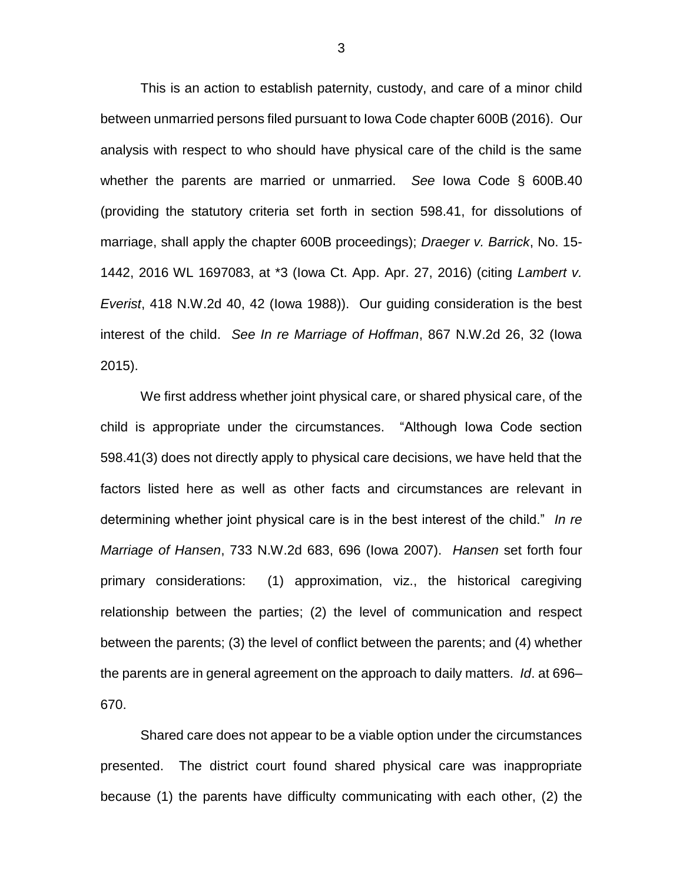This is an action to establish paternity, custody, and care of a minor child between unmarried persons filed pursuant to Iowa Code chapter 600B (2016). Our analysis with respect to who should have physical care of the child is the same whether the parents are married or unmarried. *See* Iowa Code § 600B.40 (providing the statutory criteria set forth in section 598.41, for dissolutions of marriage, shall apply the chapter 600B proceedings); *Draeger v. Barrick*, No. 15-1442, 2016 WL 1697083, at *3 (Iowa Ct. App. Apr. 27, 2016) (citing *Lambert v. Everist*, 418 N.W.2d 40, 42 (Iowa 1988)). Our guiding consideration is the best interest of the child. *See In re Marriage of Hoffman*, 867 N.W.2d 26, 32 (Iowa 2015).

We first address whether joint physical care, or shared physical care, of the child is appropriate under the circumstances. "Although Iowa Code section 598.41(3) does not directly apply to physical care decisions, we have held that the factors listed here as well as other facts and circumstances are relevant in determining whether joint physical care is in the best interest of the child." *In re Marriage of Hansen*, 733 N.W.2d 683, 696 (Iowa 2007). *Hansen* set forth four primary considerations: (1) approximation, viz., the historical caregiving relationship between the parties; (2) the level of communication and respect between the parents; (3) the level of conflict between the parents; and (4) whether the parents are in general agreement on the approach to daily matters. *Id*. at 696–670.

Shared care does not appear to be a viable option under the circumstances presented. The district court found shared physical care was inappropriate because (1) the parents have difficulty communicating with each other, (2) the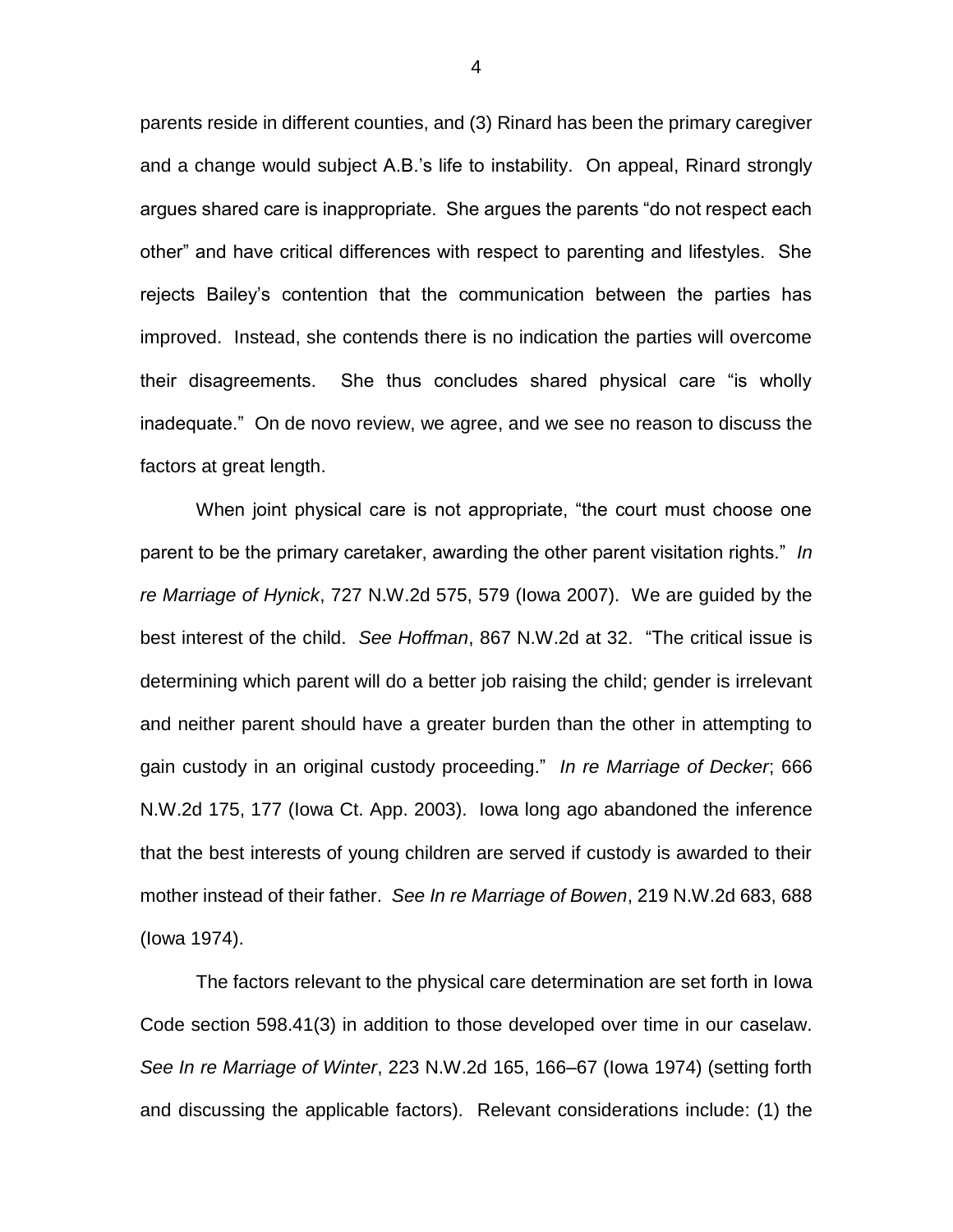parents reside in different counties, and (3) Rinard has been the primary caregiver and a change would subject A.B.'s life to instability. On appeal, Rinard strongly argues shared care is inappropriate. She argues the parents "do not respect each other" and have critical differences with respect to parenting and lifestyles. She rejects Bailey's contention that the communication between the parties has improved. Instead, she contends there is no indication the parties will overcome their disagreements. She thus concludes shared physical care "is wholly inadequate." On de novo review, we agree, and we see no reason to discuss the factors at great length.

When joint physical care is not appropriate, "the court must choose one parent to be the primary caretaker, awarding the other parent visitation rights." *In re Marriage of Hynick*, 727 N.W.2d 575, 579 (Iowa 2007). We are guided by the best interest of the child. *See Hoffman*, 867 N.W.2d at 32. "The critical issue is determining which parent will do a better job raising the child; gender is irrelevant and neither parent should have a greater burden than the other in attempting to gain custody in an original custody proceeding." *In re Marriage of Decker*; 666 N.W.2d 175, 177 (Iowa Ct. App. 2003). Iowa long ago abandoned the inference that the best interests of young children are served if custody is awarded to their mother instead of their father. *See In re Marriage of Bowen*, 219 N.W.2d 683, 688 (Iowa 1974).

The factors relevant to the physical care determination are set forth in Iowa Code section 598.41(3) in addition to those developed over time in our caselaw. *See In re Marriage of Winter*, 223 N.W.2d 165, 166–67 (Iowa 1974) (setting forth and discussing the applicable factors). Relevant considerations include: (1) the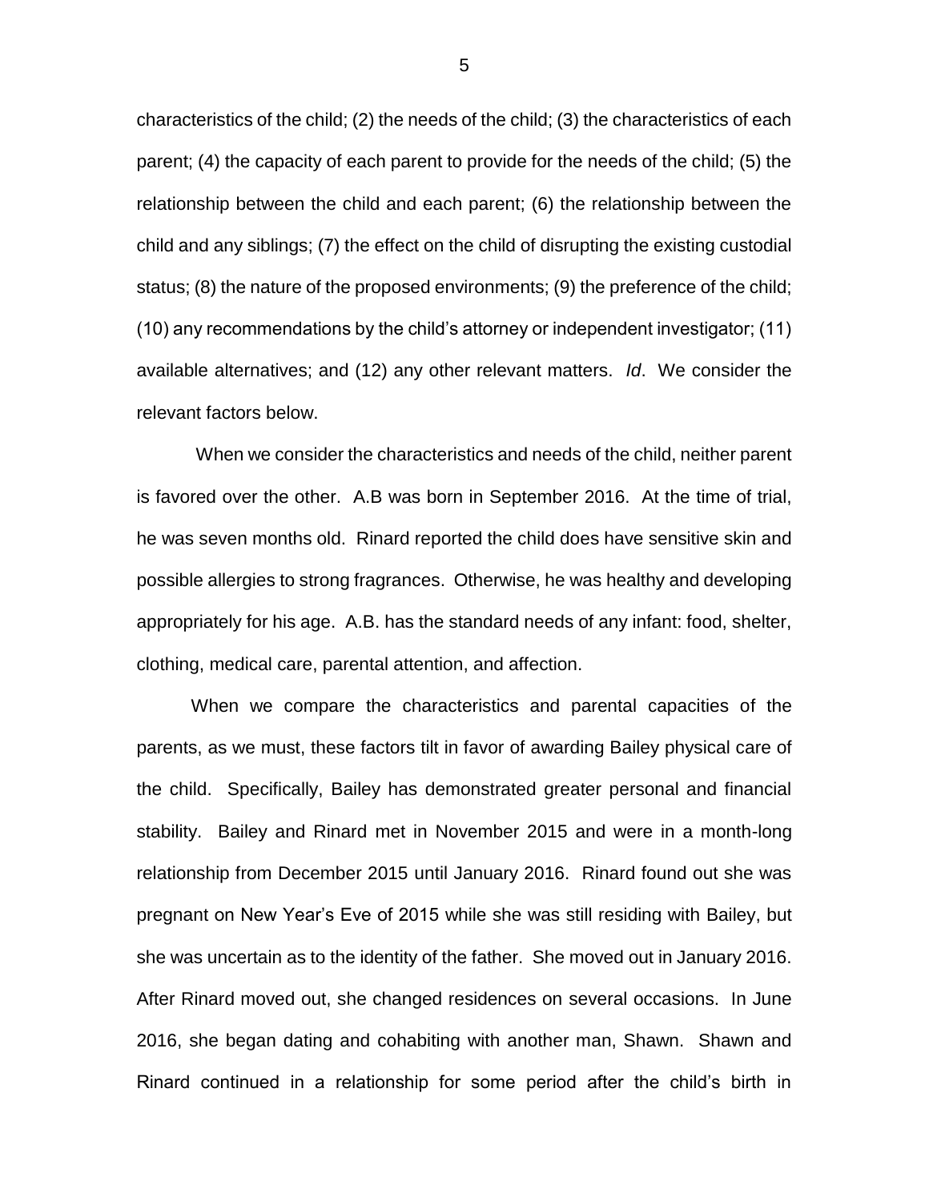characteristics of the child; (2) the needs of the child; (3) the characteristics of each parent; (4) the capacity of each parent to provide for the needs of the child; (5) the relationship between the child and each parent; (6) the relationship between the child and any siblings; (7) the effect on the child of disrupting the existing custodial status; (8) the nature of the proposed environments; (9) the preference of the child; (10) any recommendations by the child's attorney or independent investigator; (11) available alternatives; and (12) any other relevant matters. *Id*. We consider the relevant factors below.

When we consider the characteristics and needs of the child, neither parent is favored over the other. A.B was born in September 2016. At the time of trial, he was seven months old. Rinard reported the child does have sensitive skin and possible allergies to strong fragrances. Otherwise, he was healthy and developing appropriately for his age. A.B. has the standard needs of any infant: food, shelter, clothing, medical care, parental attention, and affection.

When we compare the characteristics and parental capacities of the parents, as we must, these factors tilt in favor of awarding Bailey physical care of the child. Specifically, Bailey has demonstrated greater personal and financial stability. Bailey and Rinard met in November 2015 and were in a month-long relationship from December 2015 until January 2016. Rinard found out she was pregnant on New Year's Eve of 2015 while she was still residing with Bailey, but she was uncertain as to the identity of the father. She moved out in January 2016. After Rinard moved out, she changed residences on several occasions. In June 2016, she began dating and cohabiting with another man, Shawn. Shawn and Rinard continued in a relationship for some period after the child's birth in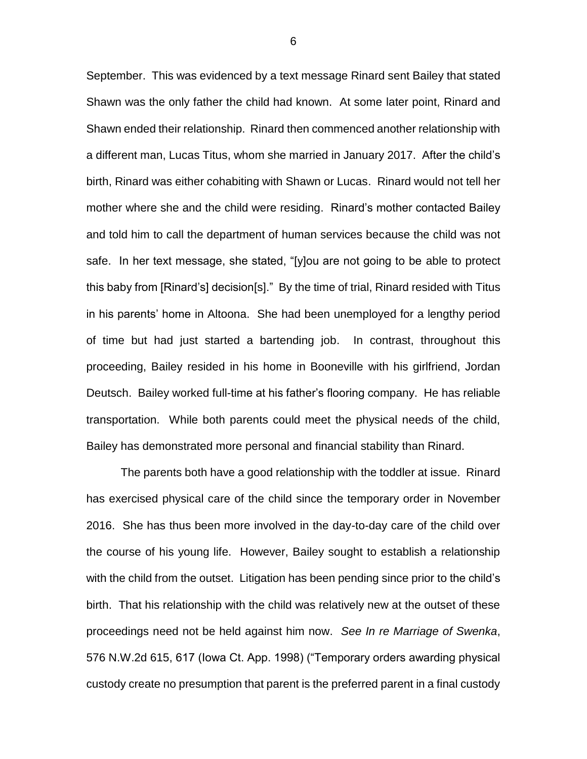September. This was evidenced by a text message Rinard sent Bailey that stated Shawn was the only father the child had known. At some later point, Rinard and Shawn ended their relationship. Rinard then commenced another relationship with a different man, Lucas Titus, whom she married in January 2017. After the child's birth, Rinard was either cohabiting with Shawn or Lucas. Rinard would not tell her mother where she and the child were residing. Rinard's mother contacted Bailey and told him to call the department of human services because the child was not safe. In her text message, she stated, "[y]ou are not going to be able to protect this baby from [Rinard's] decision[s]." By the time of trial, Rinard resided with Titus in his parents' home in Altoona. She had been unemployed for a lengthy period of time but had just started a bartending job. In contrast, throughout this proceeding, Bailey resided in his home in Booneville with his girlfriend, Jordan Deutsch. Bailey worked full-time at his father's flooring company. He has reliable transportation. While both parents could meet the physical needs of the child, Bailey has demonstrated more personal and financial stability than Rinard.

The parents both have a good relationship with the toddler at issue. Rinard has exercised physical care of the child since the temporary order in November 2016. She has thus been more involved in the day-to-day care of the child over the course of his young life. However, Bailey sought to establish a relationship with the child from the outset. Litigation has been pending since prior to the child's birth. That his relationship with the child was relatively new at the outset of these proceedings need not be held against him now. *See In re Marriage of Swenka*, 576 N.W.2d 615, 617 (Iowa Ct. App. 1998) ("Temporary orders awarding physical custody create no presumption that parent is the preferred parent in a final custody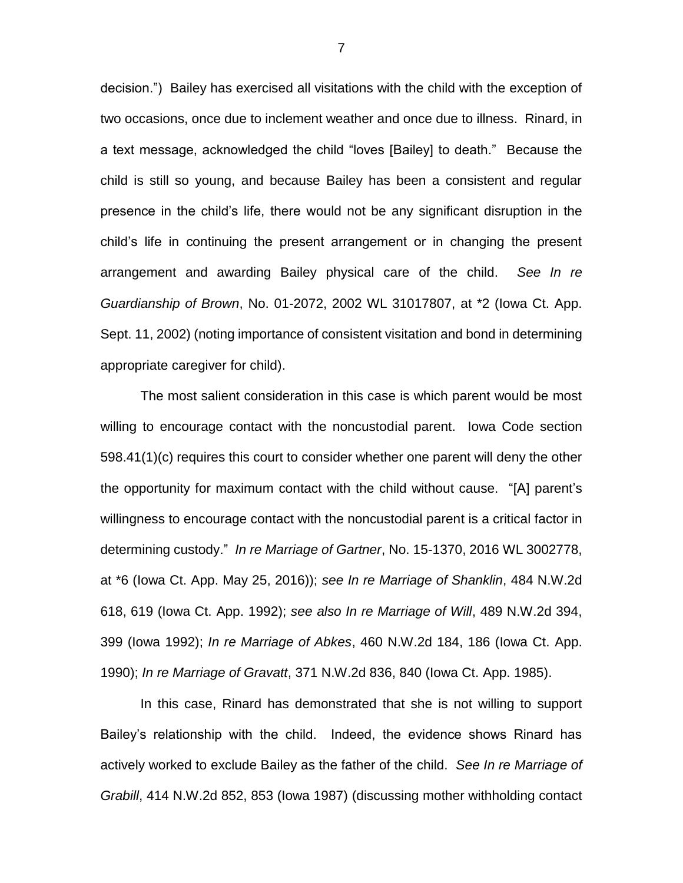decision.") Bailey has exercised all visitations with the child with the exception of two occasions, once due to inclement weather and once due to illness. Rinard, in a text message, acknowledged the child "loves [Bailey] to death." Because the child is still so young, and because Bailey has been a consistent and regular presence in the child's life, there would not be any significant disruption in the child's life in continuing the present arrangement or in changing the present arrangement and awarding Bailey physical care of the child. *See In re Guardianship of Brown*, No. 01-2072, 2002 WL 31017807, at *2 (Iowa Ct. App. Sept. 11, 2002) (noting importance of consistent visitation and bond in determining appropriate caregiver for child).

The most salient consideration in this case is which parent would be most willing to encourage contact with the noncustodial parent. Iowa Code section 598.41(1)(c) requires this court to consider whether one parent will deny the other the opportunity for maximum contact with the child without cause. "[A] parent's willingness to encourage contact with the noncustodial parent is a critical factor in determining custody." *In re Marriage of Gartner*, No. 15-1370, 2016 WL 3002778, at *6 (Iowa Ct. App. May 25, 2016)); *see In re Marriage of Shanklin*, 484 N.W.2d 618, 619 (Iowa Ct. App. 1992); *see also In re Marriage of Will*, 489 N.W.2d 394, 399 (Iowa 1992); *In re Marriage of Abkes*, 460 N.W.2d 184, 186 (Iowa Ct. App. 1990); *In re Marriage of Gravatt*, 371 N.W.2d 836, 840 (Iowa Ct. App. 1985).

In this case, Rinard has demonstrated that she is not willing to support Bailey's relationship with the child. Indeed, the evidence shows Rinard has actively worked to exclude Bailey as the father of the child. *See In re Marriage of Grabill*, 414 N.W.2d 852, 853 (Iowa 1987) (discussing mother withholding contact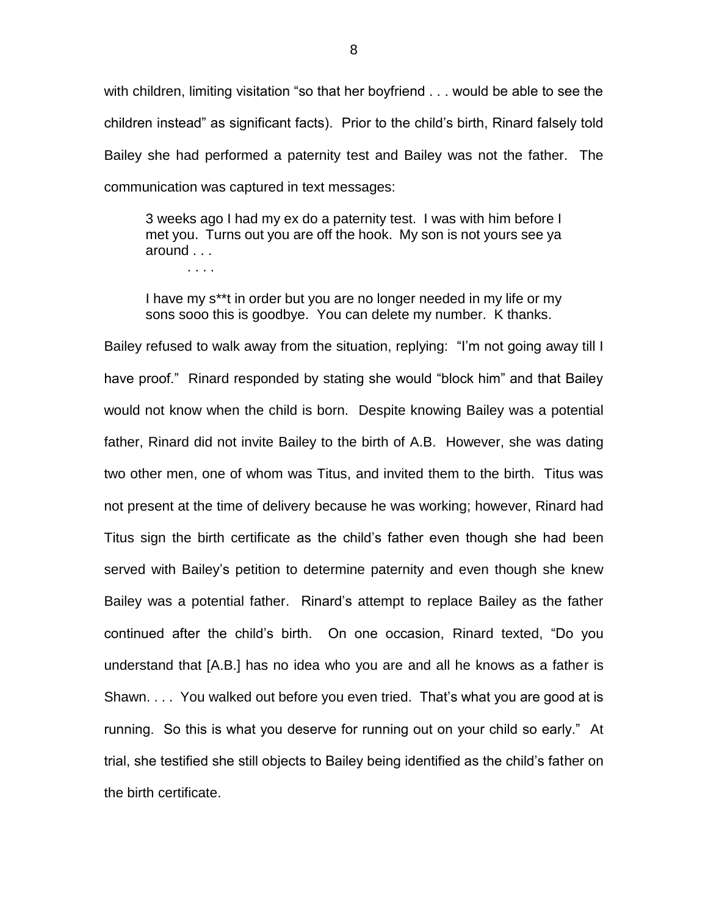with children, limiting visitation "so that her boyfriend . . . would be able to see the children instead" as significant facts). Prior to the child's birth, Rinard falsely told Bailey she had performed a paternity test and Bailey was not the father. The communication was captured in text messages:

> 3 weeks ago I had my ex do a paternity test. I was with him before I met you. Turns out you are off the hook. My son is not yours see ya around . . .
>
> . . . .
>
> I have my s**t in order but you are no longer needed in my life or my sons sooo this is goodbye. You can delete my number. K thanks.

Bailey refused to walk away from the situation, replying: "I'm not going away till I have proof." Rinard responded by stating she would "block him" and that Bailey would not know when the child is born. Despite knowing Bailey was a potential father, Rinard did not invite Bailey to the birth of A.B. However, she was dating two other men, one of whom was Titus, and invited them to the birth. Titus was not present at the time of delivery because he was working; however, Rinard had Titus sign the birth certificate as the child's father even though she had been served with Bailey's petition to determine paternity and even though she knew Bailey was a potential father. Rinard's attempt to replace Bailey as the father continued after the child's birth. On one occasion, Rinard texted, "Do you understand that [A.B.] has no idea who you are and all he knows as a father is Shawn. . . . You walked out before you even tried. That's what you are good at is running. So this is what you deserve for running out on your child so early." At trial, she testified she still objects to Bailey being identified as the child's father on the birth certificate.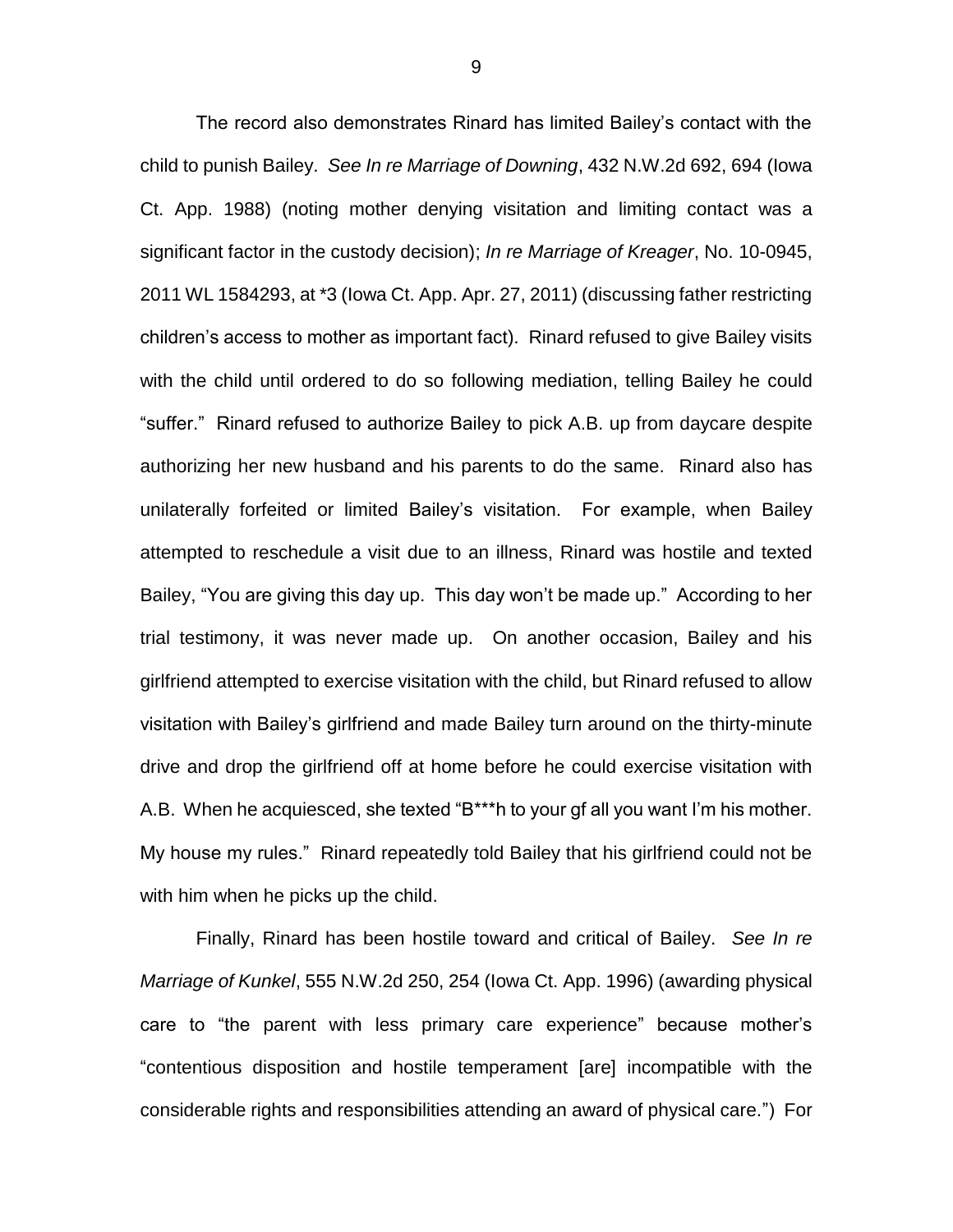The record also demonstrates Rinard has limited Bailey's contact with the child to punish Bailey. *See In re Marriage of Downing*, 432 N.W.2d 692, 694 (Iowa Ct. App. 1988) (noting mother denying visitation and limiting contact was a significant factor in the custody decision); *In re Marriage of Kreager*, No. 10-0945, 2011 WL 1584293, at *3 (Iowa Ct. App. Apr. 27, 2011) (discussing father restricting children's access to mother as important fact). Rinard refused to give Bailey visits with the child until ordered to do so following mediation, telling Bailey he could "suffer." Rinard refused to authorize Bailey to pick A.B. up from daycare despite authorizing her new husband and his parents to do the same. Rinard also has unilaterally forfeited or limited Bailey's visitation. For example, when Bailey attempted to reschedule a visit due to an illness, Rinard was hostile and texted Bailey, "You are giving this day up. This day won't be made up." According to her trial testimony, it was never made up. On another occasion, Bailey and his girlfriend attempted to exercise visitation with the child, but Rinard refused to allow visitation with Bailey's girlfriend and made Bailey turn around on the thirty-minute drive and drop the girlfriend off at home before he could exercise visitation with A.B. When he acquiesced, she texted "B***h to your gf all you want I'm his mother. My house my rules." Rinard repeatedly told Bailey that his girlfriend could not be with him when he picks up the child.

Finally, Rinard has been hostile toward and critical of Bailey. *See In re Marriage of Kunkel*, 555 N.W.2d 250, 254 (Iowa Ct. App. 1996) (awarding physical care to "the parent with less primary care experience" because mother's "contentious disposition and hostile temperament [are] incompatible with the considerable rights and responsibilities attending an award of physical care.") For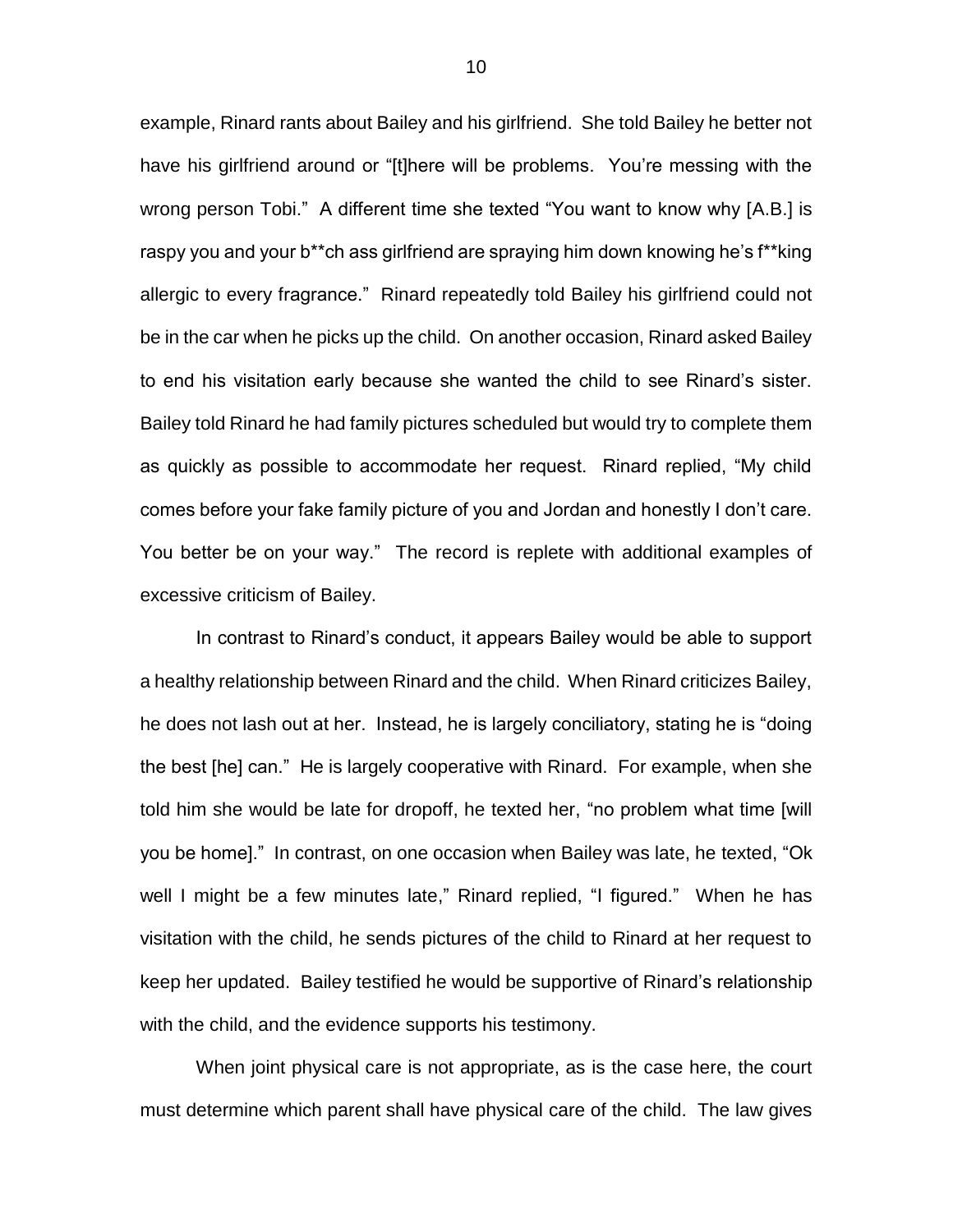example, Rinard rants about Bailey and his girlfriend. She told Bailey he better not have his girlfriend around or "[t]here will be problems. You're messing with the wrong person Tobi." A different time she texted "You want to know why [A.B.] is raspy you and your b**ch ass girlfriend are spraying him down knowing he's f**king allergic to every fragrance." Rinard repeatedly told Bailey his girlfriend could not be in the car when he picks up the child. On another occasion, Rinard asked Bailey to end his visitation early because she wanted the child to see Rinard's sister. Bailey told Rinard he had family pictures scheduled but would try to complete them as quickly as possible to accommodate her request. Rinard replied, "My child comes before your fake family picture of you and Jordan and honestly I don't care. You better be on your way." The record is replete with additional examples of excessive criticism of Bailey.

In contrast to Rinard's conduct, it appears Bailey would be able to support a healthy relationship between Rinard and the child. When Rinard criticizes Bailey, he does not lash out at her. Instead, he is largely conciliatory, stating he is "doing the best [he] can." He is largely cooperative with Rinard. For example, when she told him she would be late for dropoff, he texted her, "no problem what time [will you be home]." In contrast, on one occasion when Bailey was late, he texted, "Ok well I might be a few minutes late," Rinard replied, "I figured." When he has visitation with the child, he sends pictures of the child to Rinard at her request to keep her updated. Bailey testified he would be supportive of Rinard's relationship with the child, and the evidence supports his testimony.

When joint physical care is not appropriate, as is the case here, the court must determine which parent shall have physical care of the child. The law gives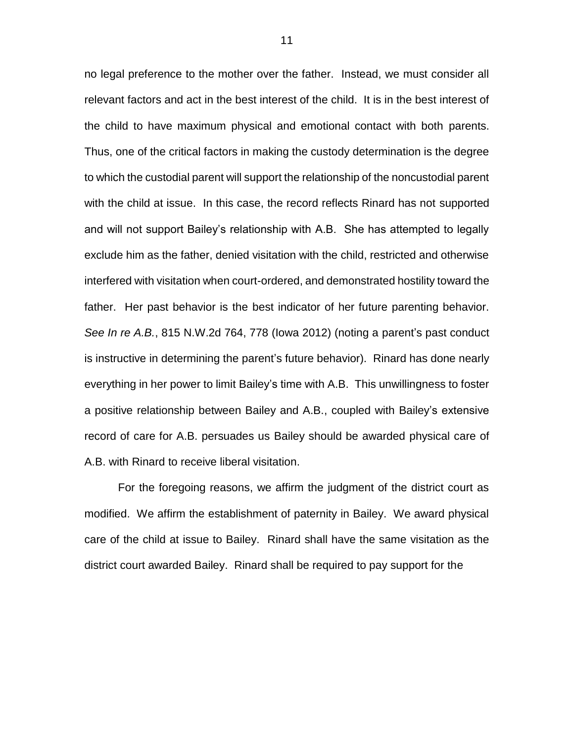no legal preference to the mother over the father. Instead, we must consider all relevant factors and act in the best interest of the child. It is in the best interest of the child to have maximum physical and emotional contact with both parents. Thus, one of the critical factors in making the custody determination is the degree to which the custodial parent will support the relationship of the noncustodial parent with the child at issue. In this case, the record reflects Rinard has not supported and will not support Bailey's relationship with A.B. She has attempted to legally exclude him as the father, denied visitation with the child, restricted and otherwise interfered with visitation when court-ordered, and demonstrated hostility toward the father. Her past behavior is the best indicator of her future parenting behavior. *See In re A.B.*, 815 N.W.2d 764, 778 (Iowa 2012) (noting a parent's past conduct is instructive in determining the parent's future behavior). Rinard has done nearly everything in her power to limit Bailey's time with A.B. This unwillingness to foster a positive relationship between Bailey and A.B., coupled with Bailey's extensive record of care for A.B. persuades us Bailey should be awarded physical care of A.B. with Rinard to receive liberal visitation.

For the foregoing reasons, we affirm the judgment of the district court as modified. We affirm the establishment of paternity in Bailey. We award physical care of the child at issue to Bailey. Rinard shall have the same visitation as the district court awarded Bailey. Rinard shall be required to pay support for the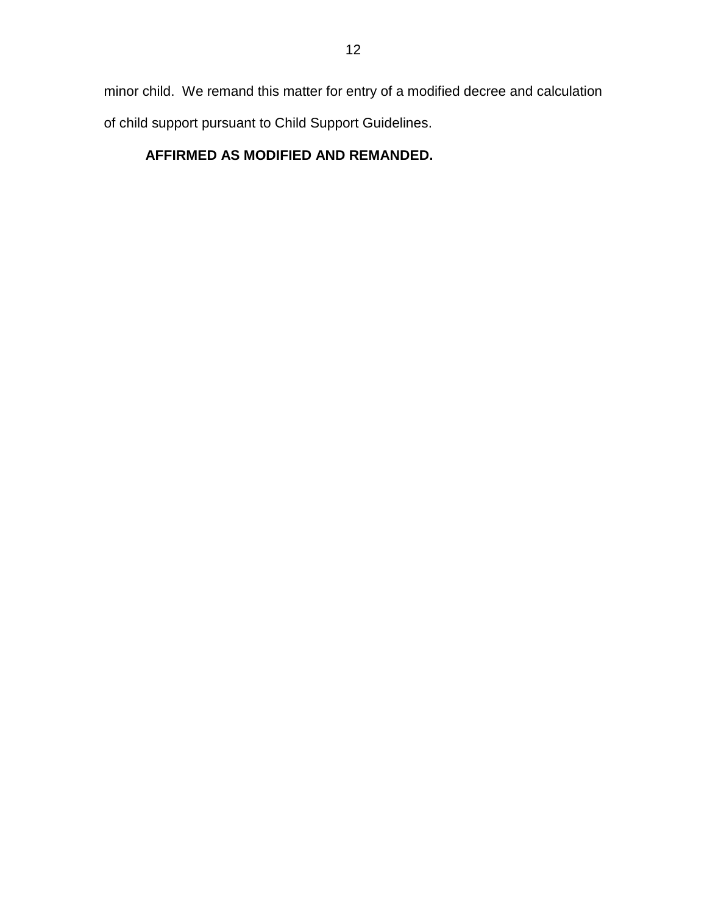minor child. We remand this matter for entry of a modified decree and calculation of child support pursuant to Child Support Guidelines.

**AFFIRMED AS MODIFIED AND REMANDED.**